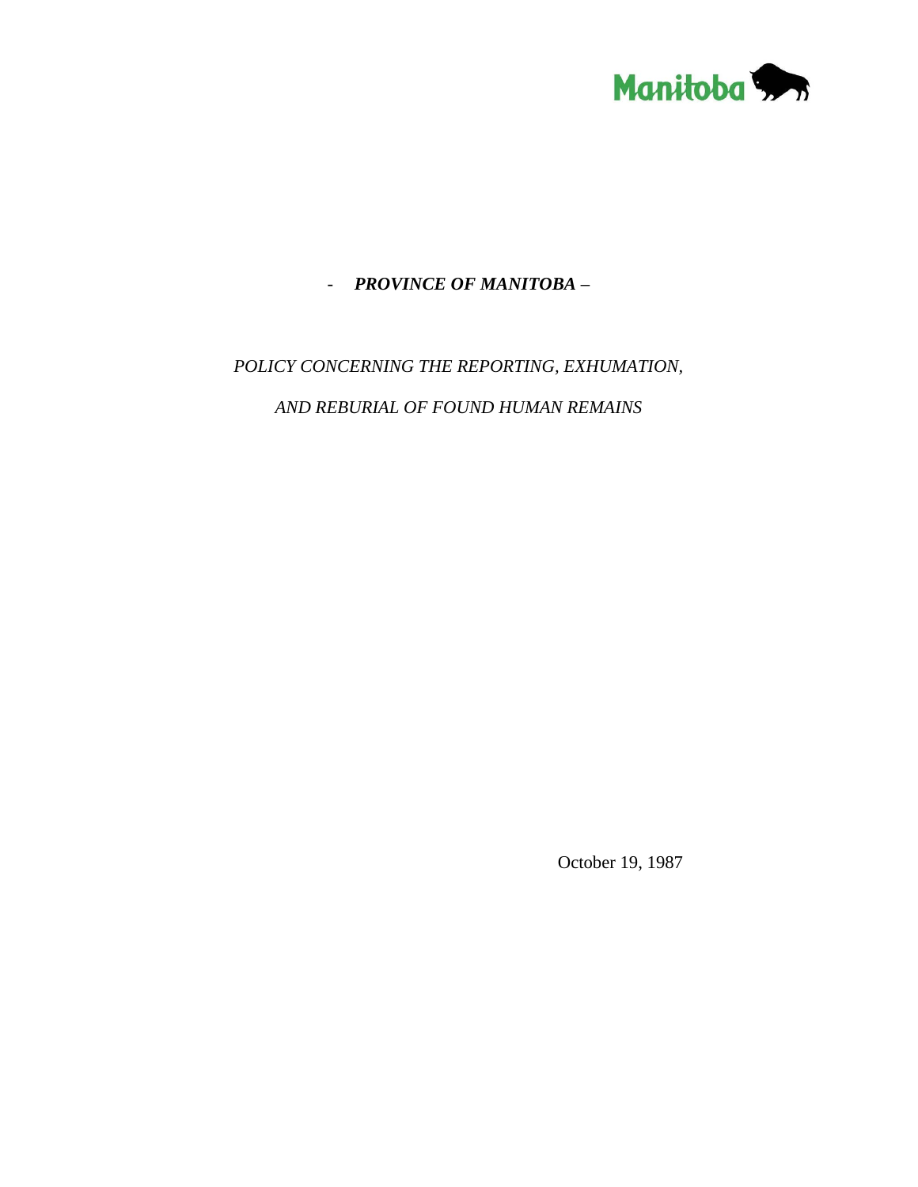Manitoba

- ***PROVINCE OF MANITOBA –***

*POLICY CONCERNING THE REPORTING, EXHUMATION,*

*AND REBURIAL OF FOUND HUMAN REMAINS*

October 19, 1987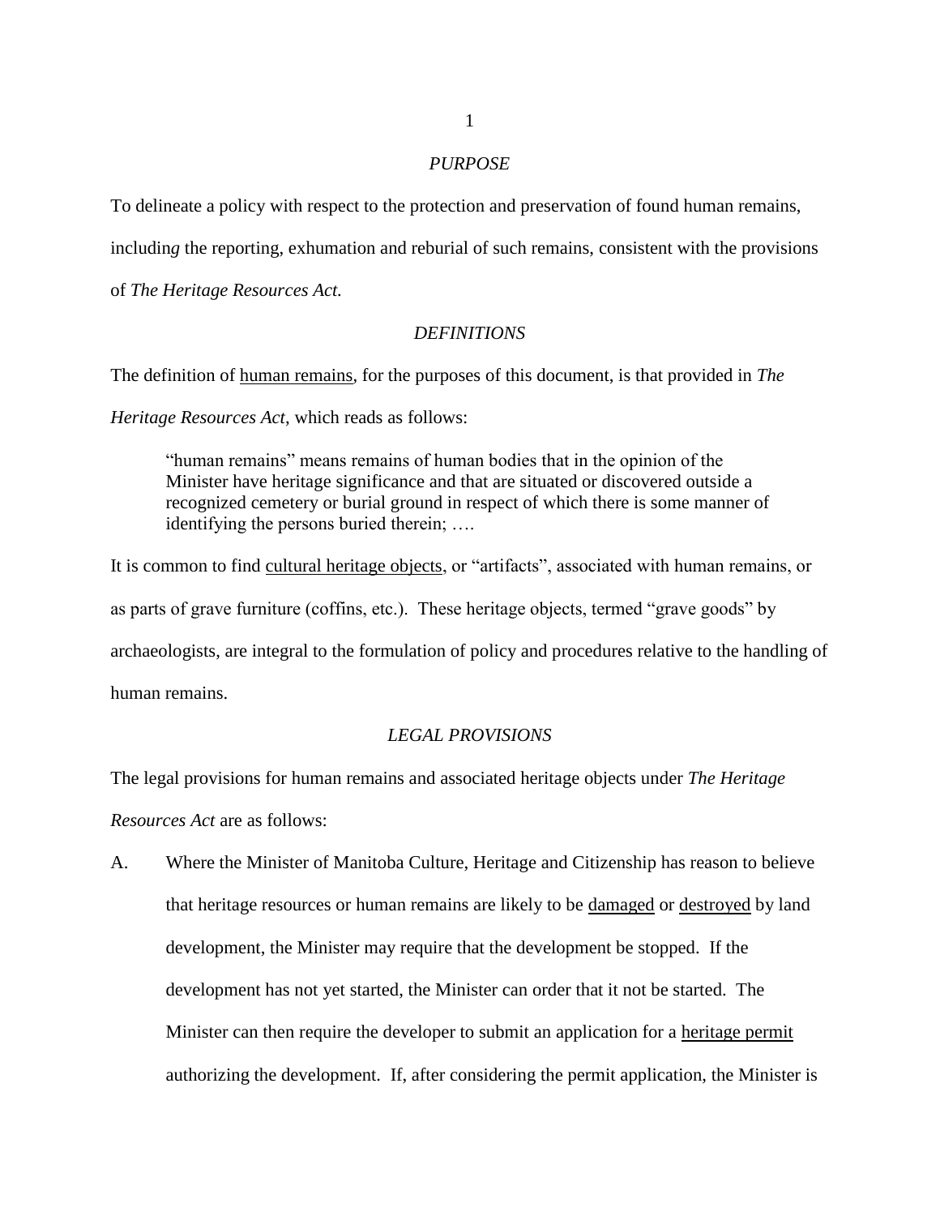## *PURPOSE*

To delineate a policy with respect to the protection and preservation of found human remains, includin*g* the reporting, exhumation and reburial of such remains, consistent with the provisions of *The Heritage Resources Act.*

## *DEFINITIONS*

The definition of <u>human remains</u>, for the purposes of this document, is that provided in *The Heritage Resources Act*, which reads as follows:

> "human remains" means remains of human bodies that in the opinion of the Minister have heritage significance and that are situated or discovered outside a recognized cemetery or burial ground in respect of which there is some manner of identifying the persons buried therein; ….

It is common to find <u>cultural heritage objects</u>, or "artifacts", associated with human remains, or as parts of grave furniture (coffins, etc.). These heritage objects, termed "grave goods" by archaeologists, are integral to the formulation of policy and procedures relative to the handling of human remains.

## *LEGAL PROVISIONS*

The legal provisions for human remains and associated heritage objects under *The Heritage Resources Act* are as follows:

A. Where the Minister of Manitoba Culture, Heritage and Citizenship has reason to believe that heritage resources or human remains are likely to be <u>damaged</u> or <u>destroyed</u> by land development, the Minister may require that the development be stopped. If the development has not yet started, the Minister can order that it not be started. The Minister can then require the developer to submit an application for a <u>heritage permit</u> authorizing the development. If, after considering the permit application, the Minister is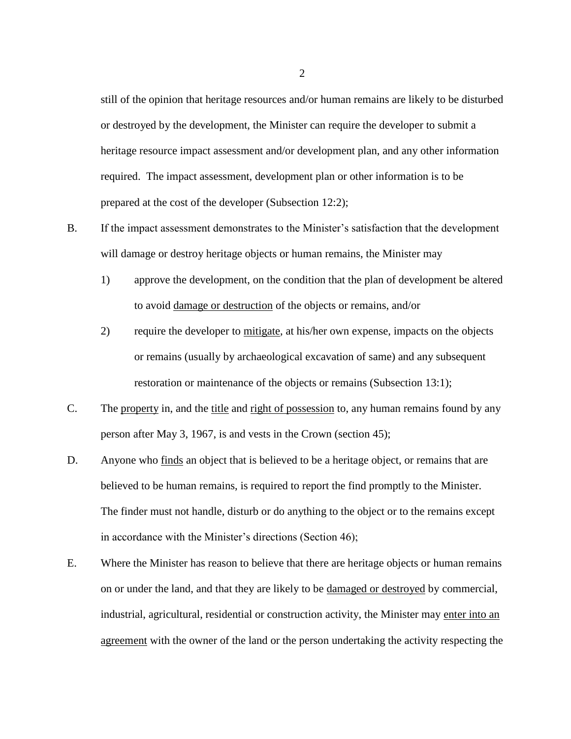still of the opinion that heritage resources and/or human remains are likely to be disturbed or destroyed by the development, the Minister can require the developer to submit a heritage resource impact assessment and/or development plan, and any other information required. The impact assessment, development plan or other information is to be prepared at the cost of the developer (Subsection 12:2);

B. If the impact assessment demonstrates to the Minister's satisfaction that the development will damage or destroy heritage objects or human remains, the Minister may

   1) approve the development, on the condition that the plan of development be altered to avoid <u>damage or destruction</u> of the objects or remains, and/or

   2) require the developer to <u>mitigate</u>, at his/her own expense, impacts on the objects or remains (usually by archaeological excavation of same) and any subsequent restoration or maintenance of the objects or remains (Subsection 13:1);

C. The <u>property</u> in, and the <u>title</u> and <u>right of possession</u> to, any human remains found by any person after May 3, 1967, is and vests in the Crown (section 45);

D. Anyone who <u>finds</u> an object that is believed to be a heritage object, or remains that are believed to be human remains, is required to report the find promptly to the Minister. The finder must not handle, disturb or do anything to the object or to the remains except in accordance with the Minister's directions (Section 46);

E. Where the Minister has reason to believe that there are heritage objects or human remains on or under the land, and that they are likely to be <u>damaged or destroyed</u> by commercial, industrial, agricultural, residential or construction activity, the Minister may <u>enter into an agreement</u> with the owner of the land or the person undertaking the activity respecting the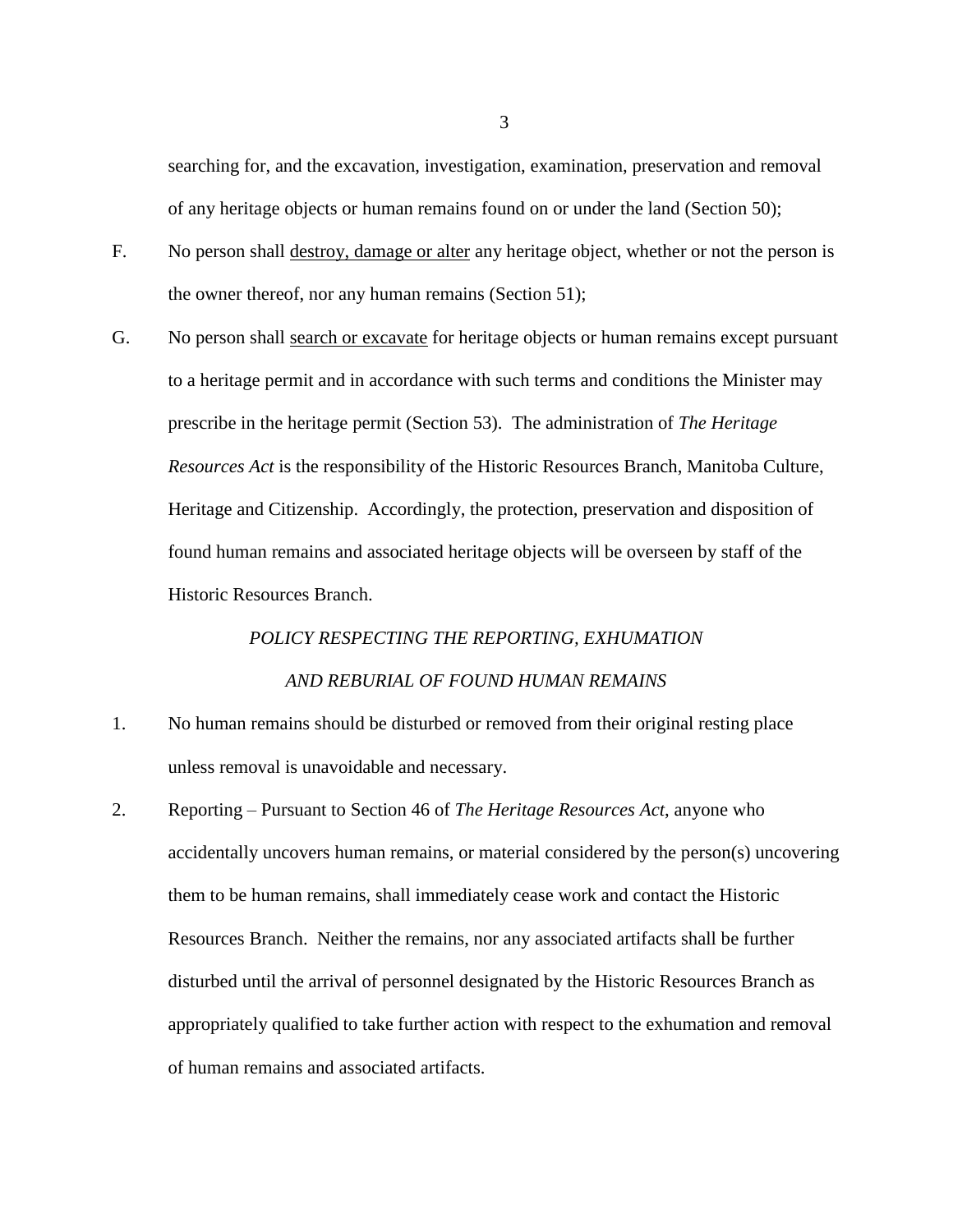searching for, and the excavation, investigation, examination, preservation and removal of any heritage objects or human remains found on or under the land (Section 50);

F. No person shall <u>destroy, damage or alter</u> any heritage object, whether or not the person is the owner thereof, nor any human remains (Section 51);

G. No person shall <u>search or excavate</u> for heritage objects or human remains except pursuant to a heritage permit and in accordance with such terms and conditions the Minister may prescribe in the heritage permit (Section 53). The administration of *The Heritage Resources Act* is the responsibility of the Historic Resources Branch, Manitoba Culture, Heritage and Citizenship. Accordingly, the protection, preservation and disposition of found human remains and associated heritage objects will be overseen by staff of the Historic Resources Branch.

*POLICY RESPECTING THE REPORTING, EXHUMATION AND REBURIAL OF FOUND HUMAN REMAINS*

1. No human remains should be disturbed or removed from their original resting place unless removal is unavoidable and necessary.

2. Reporting – Pursuant to Section 46 of *The Heritage Resources Act*, anyone who accidentally uncovers human remains, or material considered by the person(s) uncovering them to be human remains, shall immediately cease work and contact the Historic Resources Branch. Neither the remains, nor any associated artifacts shall be further disturbed until the arrival of personnel designated by the Historic Resources Branch as appropriately qualified to take further action with respect to the exhumation and removal of human remains and associated artifacts.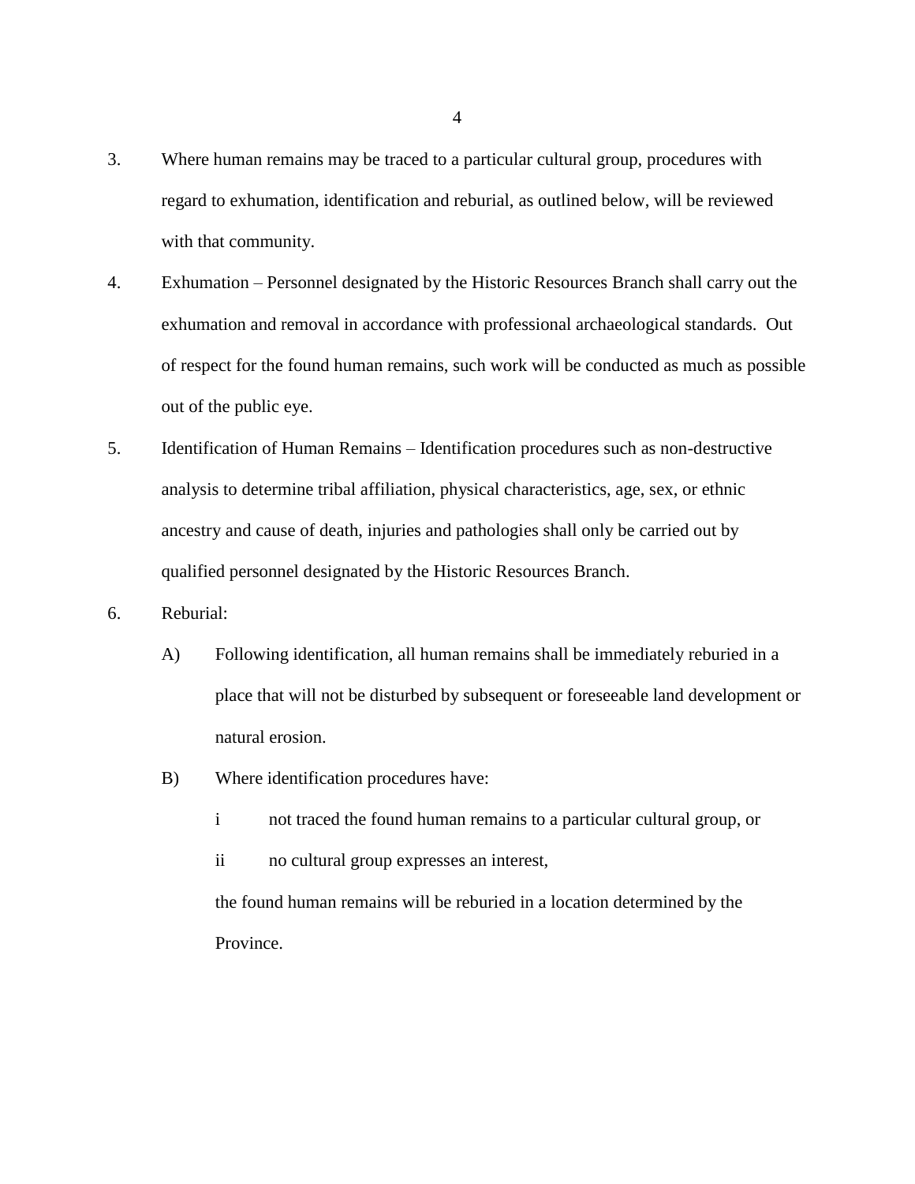3. Where human remains may be traced to a particular cultural group, procedures with regard to exhumation, identification and reburial, as outlined below, will be reviewed with that community.

4. Exhumation – Personnel designated by the Historic Resources Branch shall carry out the exhumation and removal in accordance with professional archaeological standards. Out of respect for the found human remains, such work will be conducted as much as possible out of the public eye.

5. Identification of Human Remains – Identification procedures such as non-destructive analysis to determine tribal affiliation, physical characteristics, age, sex, or ethnic ancestry and cause of death, injuries and pathologies shall only be carried out by qualified personnel designated by the Historic Resources Branch.

6. Reburial:

   A) Following identification, all human remains shall be immediately reburied in a place that will not be disturbed by subsequent or foreseeable land development or natural erosion.

   B) Where identification procedures have:

      i not traced the found human remains to a particular cultural group, or

      ii no cultural group expresses an interest,

      the found human remains will be reburied in a location determined by the Province.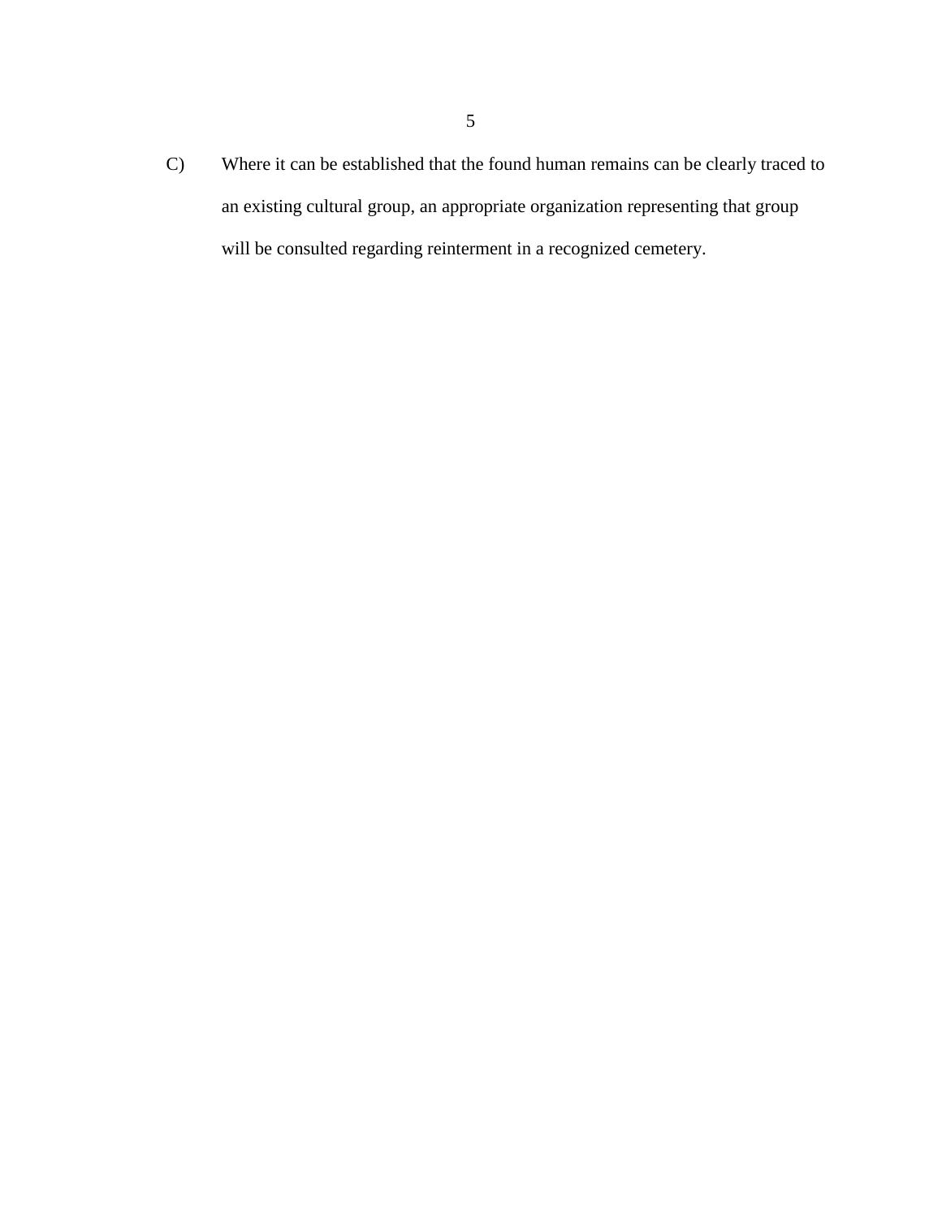C) Where it can be established that the found human remains can be clearly traced to an existing cultural group, an appropriate organization representing that group will be consulted regarding reinterment in a recognized cemetery.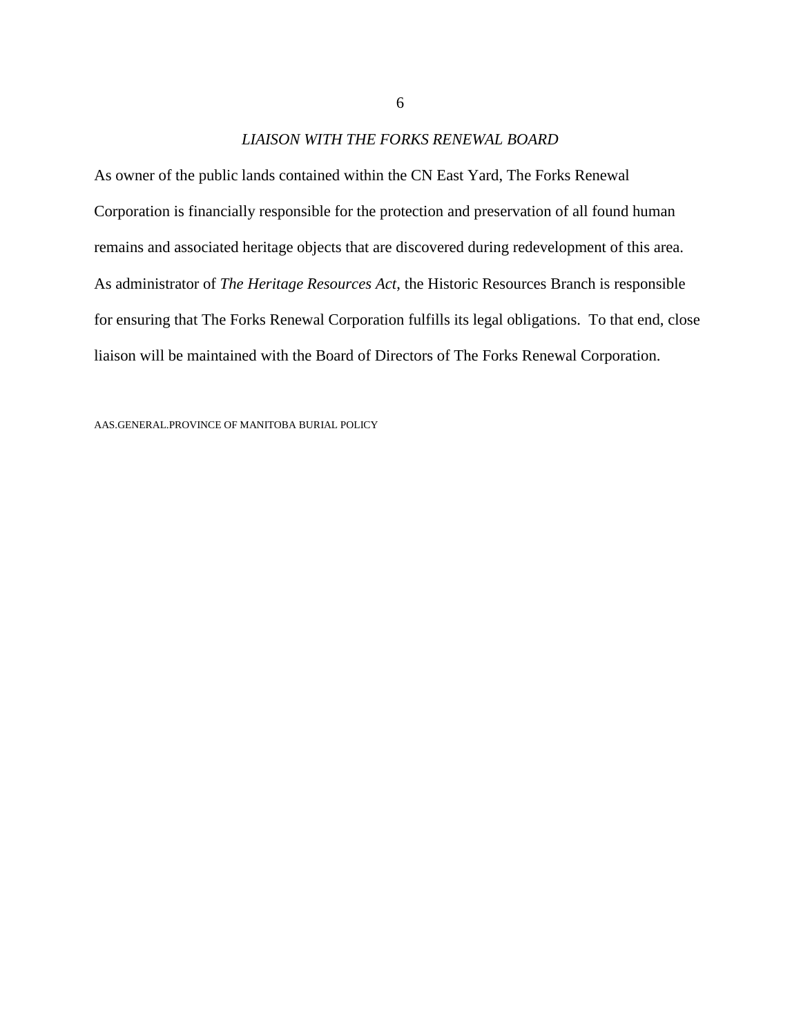### *LIAISON WITH THE FORKS RENEWAL BOARD*

As owner of the public lands contained within the CN East Yard, The Forks Renewal Corporation is financially responsible for the protection and preservation of all found human remains and associated heritage objects that are discovered during redevelopment of this area. As administrator of *The Heritage Resources Act*, the Historic Resources Branch is responsible for ensuring that The Forks Renewal Corporation fulfills its legal obligations. To that end, close liaison will be maintained with the Board of Directors of The Forks Renewal Corporation.

AAS.GENERAL.PROVINCE OF MANITOBA BURIAL POLICY